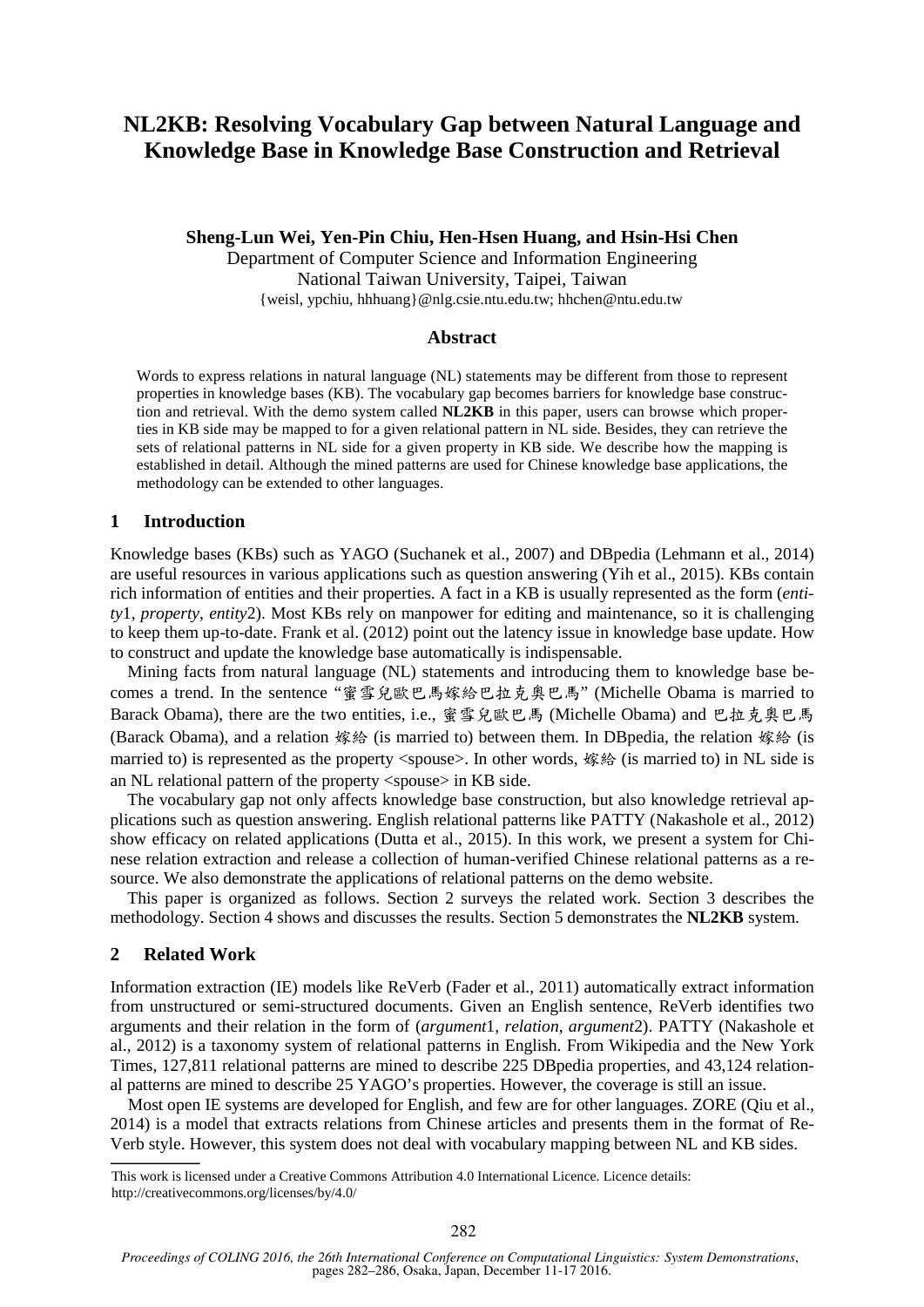# NL2KB: Resolving Vocabulary Gap between Natural Language and Knowledge Base in Knowledge Base Construction and Retrieval

**Sheng-Lun Wei, Yen-Pin Chiu, Hen-Hsen Huang, and Hsin-Hsi Chen**

Department of Computer Science and Information Engineering
National Taiwan University, Taipei, Taiwan
{weisl, ypchiu, hhhuang}@nlg.csie.ntu.edu.tw; hhchen@ntu.edu.tw

## Abstract

Words to express relations in natural language (NL) statements may be different from those to represent properties in knowledge bases (KB). The vocabulary gap becomes barriers for knowledge base construction and retrieval. With the demo system called **NL2KB** in this paper, users can browse which properties in KB side may be mapped to for a given relational pattern in NL side. Besides, they can retrieve the sets of relational patterns in NL side for a given property in KB side. We describe how the mapping is established in detail. Although the mined patterns are used for Chinese knowledge base applications, the methodology can be extended to other languages.

## 1 Introduction

Knowledge bases (KBs) such as YAGO (Suchanek et al., 2007) and DBpedia (Lehmann et al., 2014) are useful resources in various applications such as question answering (Yih et al., 2015). KBs contain rich information of entities and their properties. A fact in a KB is usually represented as the form (*entity*1, *property*, *entity*2). Most KBs rely on manpower for editing and maintenance, so it is challenging to keep them up-to-date. Frank et al. (2012) point out the latency issue in knowledge base update. How to construct and update the knowledge base automatically is indispensable.

Mining facts from natural language (NL) statements and introducing them to knowledge base becomes a trend. In the sentence "蜜雪兒歐巴馬嫁給巴拉克奧巴馬" (Michelle Obama is married to Barack Obama), there are the two entities, i.e., 蜜雪兒歐巴馬 (Michelle Obama) and 巴拉克奧巴馬 (Barack Obama), and a relation 嫁給 (is married to) between them. In DBpedia, the relation 嫁給 (is married to) is represented as the property <spouse>. In other words, 嫁給 (is married to) in NL side is an NL relational pattern of the property <spouse> in KB side.

The vocabulary gap not only affects knowledge base construction, but also knowledge retrieval applications such as question answering. English relational patterns like PATTY (Nakashole et al., 2012) show efficacy on related applications (Dutta et al., 2015). In this work, we present a system for Chinese relation extraction and release a collection of human-verified Chinese relational patterns as a resource. We also demonstrate the applications of relational patterns on the demo website.

This paper is organized as follows. Section 2 surveys the related work. Section 3 describes the methodology. Section 4 shows and discusses the results. Section 5 demonstrates the **NL2KB** system.

## 2 Related Work

Information extraction (IE) models like ReVerb (Fader et al., 2011) automatically extract information from unstructured or semi-structured documents. Given an English sentence, ReVerb identifies two arguments and their relation in the form of (*argument*1, *relation*, *argument*2). PATTY (Nakashole et al., 2012) is a taxonomy system of relational patterns in English. From Wikipedia and the New York Times, 127,811 relational patterns are mined to describe 225 DBpedia properties, and 43,124 relational patterns are mined to describe 25 YAGO's properties. However, the coverage is still an issue.

Most open IE systems are developed for English, and few are for other languages. ZORE (Qiu et al., 2014) is a model that extracts relations from Chinese articles and presents them in the format of ReVerb style. However, this system does not deal with vocabulary mapping between NL and KB sides.

This work is licensed under a Creative Commons Attribution 4.0 International Licence. Licence details: http://creativecommons.org/licenses/by/4.0/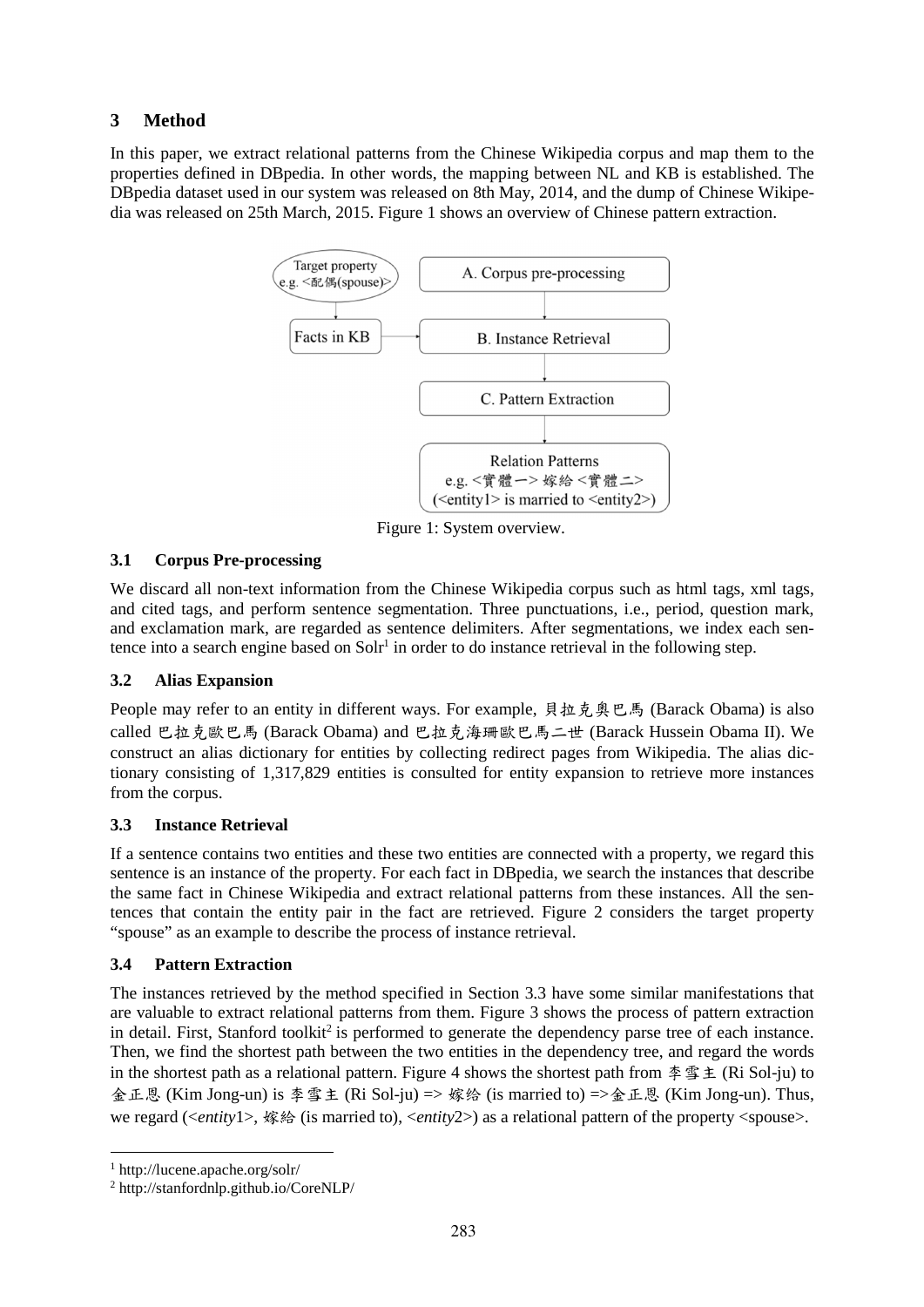## 3 Method

In this paper, we extract relational patterns from the Chinese Wikipedia corpus and map them to the properties defined in DBpedia. In other words, the mapping between NL and KB is established. The DBpedia dataset used in our system was released on 8th May, 2014, and the dump of Chinese Wikipedia was released on 25th March, 2015. Figure 1 shows an overview of Chinese pattern extraction.

Figure 1: System overview.

### 3.1 Corpus Pre-processing

We discard all non-text information from the Chinese Wikipedia corpus such as html tags, xml tags, and cited tags, and perform sentence segmentation. Three punctuations, i.e., period, question mark, and exclamation mark, are regarded as sentence delimiters. After segmentations, we index each sentence into a search engine based on Solr[1] in order to do instance retrieval in the following step.

### 3.2 Alias Expansion

People may refer to an entity in different ways. For example, 貝拉克奧巴馬 (Barack Obama) is also called 巴拉克歐巴馬 (Barack Obama) and 巴拉克海珊歐巴馬二世 (Barack Hussein Obama II). We construct an alias dictionary for entities by collecting redirect pages from Wikipedia. The alias dictionary consisting of 1,317,829 entities is consulted for entity expansion to retrieve more instances from the corpus.

### 3.3 Instance Retrieval

If a sentence contains two entities and these two entities are connected with a property, we regard this sentence is an instance of the property. For each fact in DBpedia, we search the instances that describe the same fact in Chinese Wikipedia and extract relational patterns from these instances. All the sentences that contain the entity pair in the fact are retrieved. Figure 2 considers the target property "spouse" as an example to describe the process of instance retrieval.

### 3.4 Pattern Extraction

The instances retrieved by the method specified in Section 3.3 have some similar manifestations that are valuable to extract relational patterns from them. Figure 3 shows the process of pattern extraction in detail. First, Stanford toolkit[2] is performed to generate the dependency parse tree of each instance. Then, we find the shortest path between the two entities in the dependency tree, and regard the words in the shortest path as a relational pattern. Figure 4 shows the shortest path from 李雪主 (Ri Sol-ju) to 金正恩 (Kim Jong-un) is 李雪主 (Ri Sol-ju) => 嫁給 (is married to) =>金正恩 (Kim Jong-un). Thus, we regard (<*entity*1>, 嫁給 (is married to), <*entity*2>) as a relational pattern of the property <spouse>.

---

[1] http://lucene.apache.org/solr/

[2] http://stanfordnlp.github.io/CoreNLP/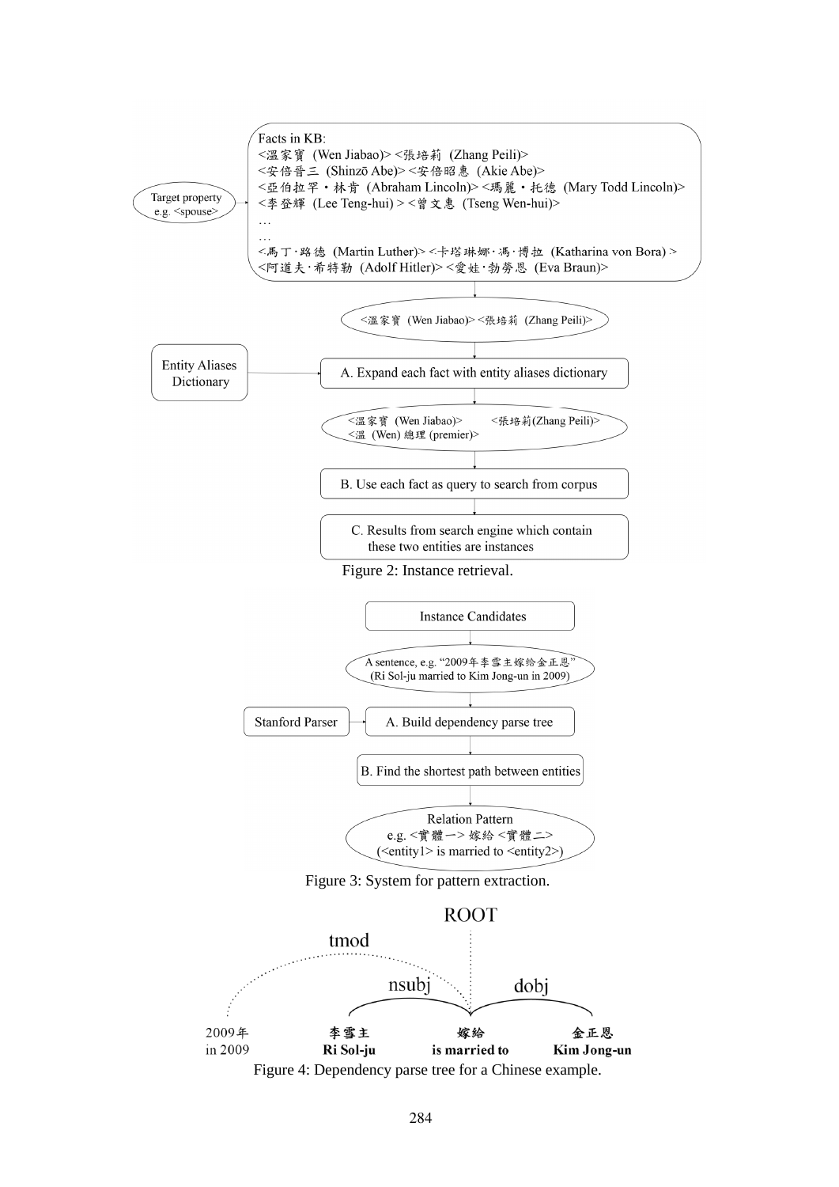Target property
e.g. <spouse>

Facts in KB:
<溫家寶 (Wen Jiabao)> <張培莉 (Zhang Peili)>
<安倍晉三 (Shinzō Abe)> <安倍昭惠 (Akie Abe)>
<亞伯拉罕・林肯 (Abraham Lincoln)> <瑪麗・托德 (Mary Todd Lincoln)>
<李登輝 (Lee Teng-hui) > <曾文惠 (Tseng Wen-hui)>
…
…
<馬丁·路德 (Martin Luther)> <卡塔琳娜·馮·博拉 (Katharina von Bora) >
<阿道夫·希特勒 (Adolf Hitler)> <愛娃·勃勞恩 (Eva Braun)>

<溫家寶 (Wen Jiabao)> <張培莉 (Zhang Peili)>

Entity Aliases Dictionary

A. Expand each fact with entity aliases dictionary

<溫家寶 (Wen Jiabao)> <張培莉(Zhang Peili)>
<溫 (Wen) 總理 (premier)>

B. Use each fact as query to search from corpus

C. Results from search engine which contain these two entities are instances

Figure 2: Instance retrieval.

Instance Candidates

A sentence, e.g. "2009年李雪主嫁給金正恩"
(Ri Sol-ju married to Kim Jong-un in 2009)

Stanford Parser

A. Build dependency parse tree

B. Find the shortest path between entities

Relation Pattern
e.g. <實體一> 嫁給 <實體二>
(<entity1> is married to <entity2>)

Figure 3: System for pattern extraction.

ROOT

tmod | nsubj | dobj

2009年 (in 2009) | **李雪主** (**Ri Sol-ju**) | **嫁給** (**is married to**) | **金正恩** (**Kim Jong-un**)

Figure 4: Dependency parse tree for a Chinese example.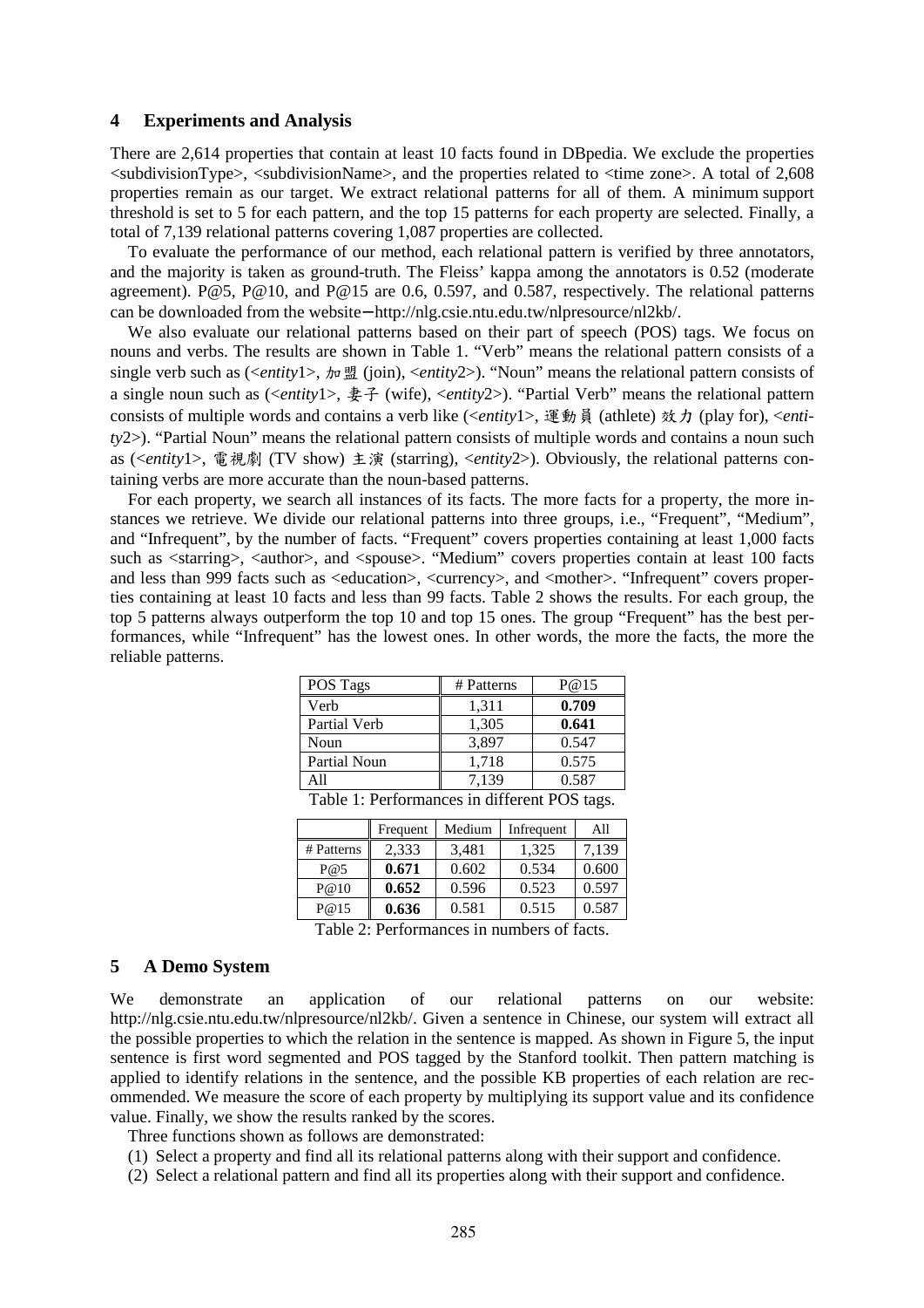## 4 Experiments and Analysis

There are 2,614 properties that contain at least 10 facts found in DBpedia. We exclude the properties <subdivisionType>, <subdivisionName>, and the properties related to <time zone>. A total of 2,608 properties remain as our target. We extract relational patterns for all of them. A minimum support threshold is set to 5 for each pattern, and the top 15 patterns for each property are selected. Finally, a total of 7,139 relational patterns covering 1,087 properties are collected.

To evaluate the performance of our method, each relational pattern is verified by three annotators, and the majority is taken as ground-truth. The Fleiss' kappa among the annotators is 0.52 (moderate agreement). P@5, P@10, and P@15 are 0.6, 0.597, and 0.587, respectively. The relational patterns can be downloaded from the website–http://nlg.csie.ntu.edu.tw/nlpresource/nl2kb/.

We also evaluate our relational patterns based on their part of speech (POS) tags. We focus on nouns and verbs. The results are shown in Table 1. "Verb" means the relational pattern consists of a single verb such as (<*entity*1>, 加盟 (join), <*entity*2>). "Noun" means the relational pattern consists of a single noun such as (<*entity*1>, 妻子 (wife), <*entity*2>). "Partial Verb" means the relational pattern consists of multiple words and contains a verb like (<*entity*1>, 運動員 (athlete) 效力 (play for), <*entity*2>). "Partial Noun" means the relational pattern consists of multiple words and contains a noun such as (<*entity*1>, 電視劇 (TV show) 主演 (starring), <*entity*2>). Obviously, the relational patterns containing verbs are more accurate than the noun-based patterns.

For each property, we search all instances of its facts. The more facts for a property, the more instances we retrieve. We divide our relational patterns into three groups, i.e., "Frequent", "Medium", and "Infrequent", by the number of facts. "Frequent" covers properties containing at least 1,000 facts such as <starring>, <author>, and <spouse>. "Medium" covers properties contain at least 100 facts and less than 999 facts such as <education>, <currency>, and <mother>. "Infrequent" covers properties containing at least 10 facts and less than 99 facts. Table 2 shows the results. For each group, the top 5 patterns always outperform the top 10 and top 15 ones. The group "Frequent" has the best performances, while "Infrequent" has the lowest ones. In other words, the more the facts, the more the reliable patterns.

| POS Tags | # Patterns | P@15 |
|---|---|---|
| Verb | 1,311 | **0.709** |
| Partial Verb | 1,305 | **0.641** |
| Noun | 3,897 | 0.547 |
| Partial Noun | 1,718 | 0.575 |
| All | 7,139 | 0.587 |

Table 1: Performances in different POS tags.

| | Frequent | Medium | Infrequent | All |
|---|---|---|---|---|
| # Patterns | 2,333 | 3,481 | 1,325 | 7,139 |
| P@5 | **0.671** | 0.602 | 0.534 | 0.600 |
| P@10 | **0.652** | 0.596 | 0.523 | 0.597 |
| P@15 | **0.636** | 0.581 | 0.515 | 0.587 |

Table 2: Performances in numbers of facts.

## 5 A Demo System

We demonstrate an application of our relational patterns on our website: http://nlg.csie.ntu.edu.tw/nlpresource/nl2kb/. Given a sentence in Chinese, our system will extract all the possible properties to which the relation in the sentence is mapped. As shown in Figure 5, the input sentence is first word segmented and POS tagged by the Stanford toolkit. Then pattern matching is applied to identify relations in the sentence, and the possible KB properties of each relation are recommended. We measure the score of each property by multiplying its support value and its confidence value. Finally, we show the results ranked by the scores.

Three functions shown as follows are demonstrated:

(1) Select a property and find all its relational patterns along with their support and confidence.
(2) Select a relational pattern and find all its properties along with their support and confidence.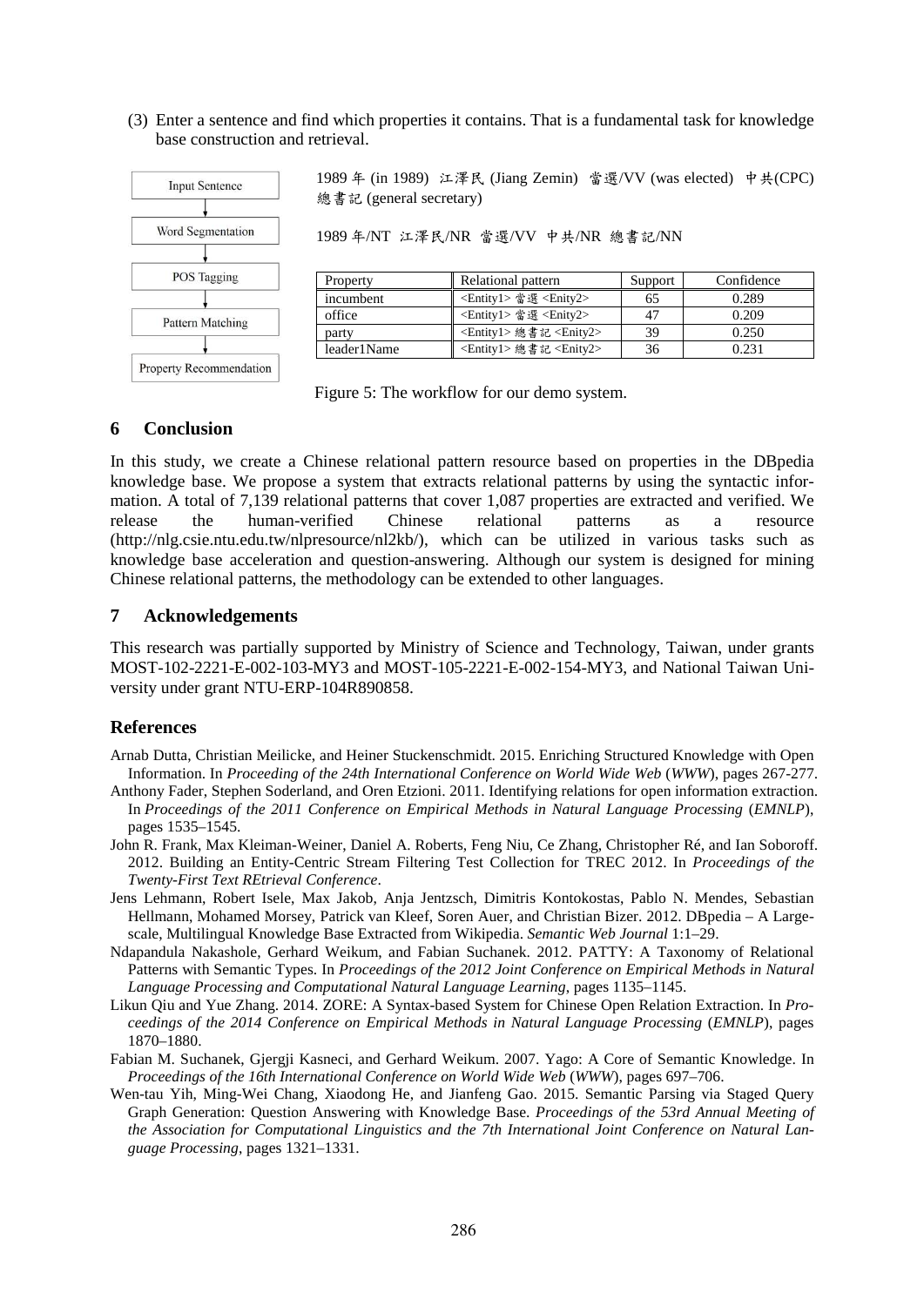(3) Enter a sentence and find which properties it contains. That is a fundamental task for knowledge base construction and retrieval.

Input Sentence

Word Segmentation

POS Tagging

Pattern Matching

Property Recommendation

1989 年 (in 1989) 江澤民 (Jiang Zemin) 當選/VV (was elected) 中共(CPC) 總書記 (general secretary)

1989 年/NT 江澤民/NR 當選/VV 中共/NR 總書記/NN

| Property | Relational pattern | Support | Confidence |
|---|---|---|---|
| incumbent | <Entity1> 當選 <Enity2> | 65 | 0.289 |
| office | <Entity1> 當選 <Enity2> | 47 | 0.209 |
| party | <Entity1> 總書記 <Enity2> | 39 | 0.250 |
| leader1Name | <Entity1> 總書記 <Enity2> | 36 | 0.231 |

Figure 5: The workflow for our demo system.

## 6 Conclusion

In this study, we create a Chinese relational pattern resource based on properties in the DBpedia knowledge base. We propose a system that extracts relational patterns by using the syntactic information. A total of 7,139 relational patterns that cover 1,087 properties are extracted and verified. We release the human-verified Chinese relational patterns as a resource (http://nlg.csie.ntu.edu.tw/nlpresource/nl2kb/), which can be utilized in various tasks such as knowledge base acceleration and question-answering. Although our system is designed for mining Chinese relational patterns, the methodology can be extended to other languages.

## 7 Acknowledgements

This research was partially supported by Ministry of Science and Technology, Taiwan, under grants MOST-102-2221-E-002-103-MY3 and MOST-105-2221-E-002-154-MY3, and National Taiwan University under grant NTU-ERP-104R890858.

## References

Arnab Dutta, Christian Meilicke, and Heiner Stuckenschmidt. 2015. Enriching Structured Knowledge with Open Information. In *Proceeding of the 24th International Conference on World Wide Web* (*WWW*), pages 267-277.

Anthony Fader, Stephen Soderland, and Oren Etzioni. 2011. Identifying relations for open information extraction. In *Proceedings of the 2011 Conference on Empirical Methods in Natural Language Processing* (*EMNLP*), pages 1535–1545.

John R. Frank, Max Kleiman-Weiner, Daniel A. Roberts, Feng Niu, Ce Zhang, Christopher Ré, and Ian Soboroff. 2012. Building an Entity-Centric Stream Filtering Test Collection for TREC 2012. In *Proceedings of the Twenty-First Text REtrieval Conference*.

Jens Lehmann, Robert Isele, Max Jakob, Anja Jentzsch, Dimitris Kontokostas, Pablo N. Mendes, Sebastian Hellmann, Mohamed Morsey, Patrick van Kleef, Soren Auer, and Christian Bizer. 2012. DBpedia – A Large-scale, Multilingual Knowledge Base Extracted from Wikipedia. *Semantic Web Journal* 1:1–29.

Ndapandula Nakashole, Gerhard Weikum, and Fabian Suchanek. 2012. PATTY: A Taxonomy of Relational Patterns with Semantic Types. In *Proceedings of the 2012 Joint Conference on Empirical Methods in Natural Language Processing and Computational Natural Language Learning*, pages 1135–1145.

Likun Qiu and Yue Zhang. 2014. ZORE: A Syntax-based System for Chinese Open Relation Extraction. In *Proceedings of the 2014 Conference on Empirical Methods in Natural Language Processing* (*EMNLP*), pages 1870–1880.

Fabian M. Suchanek, Gjergji Kasneci, and Gerhard Weikum. 2007. Yago: A Core of Semantic Knowledge. In *Proceedings of the 16th International Conference on World Wide Web* (*WWW*), pages 697–706.

Wen-tau Yih, Ming-Wei Chang, Xiaodong He, and Jianfeng Gao. 2015. Semantic Parsing via Staged Query Graph Generation: Question Answering with Knowledge Base. *Proceedings of the 53rd Annual Meeting of the Association for Computational Linguistics and the 7th International Joint Conference on Natural Language Processing*, pages 1321–1331.